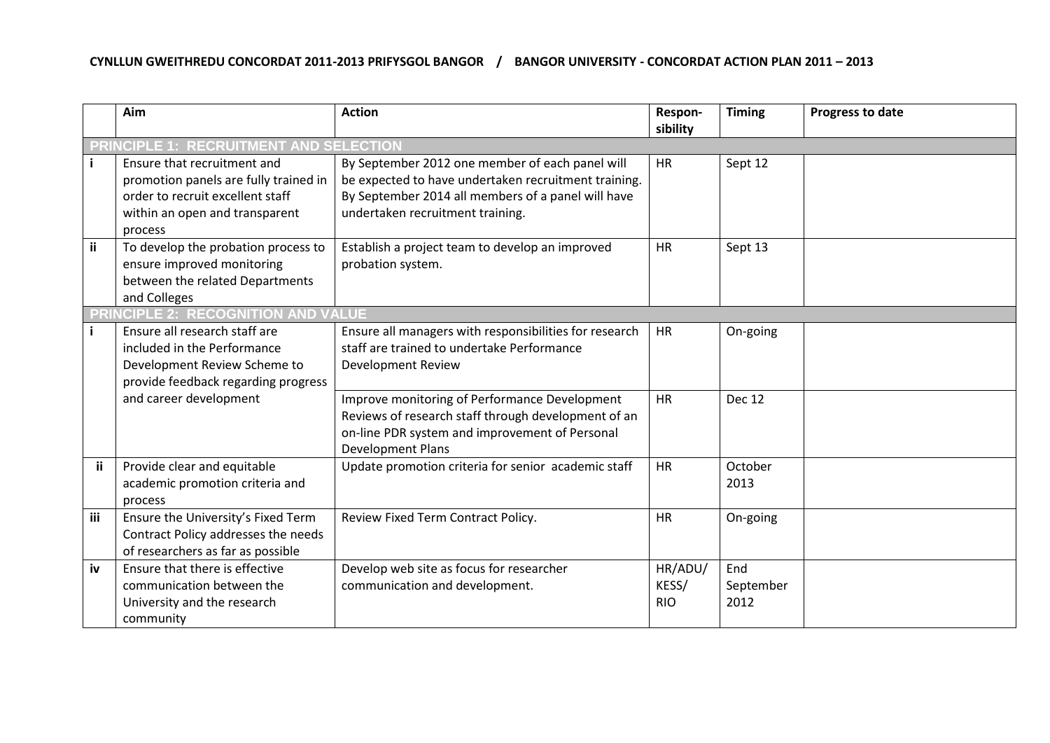**CYNLLUN GWEITHREDU CONCORDAT 2011-2013 PRIFYSGOL BANGOR / BANGOR UNIVERSITY - CONCORDAT ACTION PLAN 2011 – 2013**

| | Aim | Action | Respon-sibility | Timing | Progress to date |
|---|---|---|---|---|---|
| **PRINCIPLE 1: RECRUITMENT AND SELECTION** | | | | | |
| **i** | Ensure that recruitment and promotion panels are fully trained in order to recruit excellent staff within an open and transparent process | By September 2012 one member of each panel will be expected to have undertaken recruitment training. By September 2014 all members of a panel will have undertaken recruitment training. | HR | Sept 12 | |
| **ii** | To develop the probation process to ensure improved monitoring between the related Departments and Colleges | Establish a project team to develop an improved probation system. | HR | Sept 13 | |
| **PRINCIPLE 2: RECOGNITION AND VALUE** | | | | | |
| **i** | Ensure all research staff are included in the Performance Development Review Scheme to provide feedback regarding progress and career development | Ensure all managers with responsibilities for research staff are trained to undertake Performance Development Review | HR | On-going | |
| | | Improve monitoring of Performance Development Reviews of research staff through development of an on-line PDR system and improvement of Personal Development Plans | HR | Dec 12 | |
| **ii** | Provide clear and equitable academic promotion criteria and process | Update promotion criteria for senior academic staff | HR | October 2013 | |
| **iii** | Ensure the University's Fixed Term Contract Policy addresses the needs of researchers as far as possible | Review Fixed Term Contract Policy. | HR | On-going | |
| **iv** | Ensure that there is effective communication between the University and the research community | Develop web site as focus for researcher communication and development. | HR/ADU/ KESS/ RIO | End September 2012 | |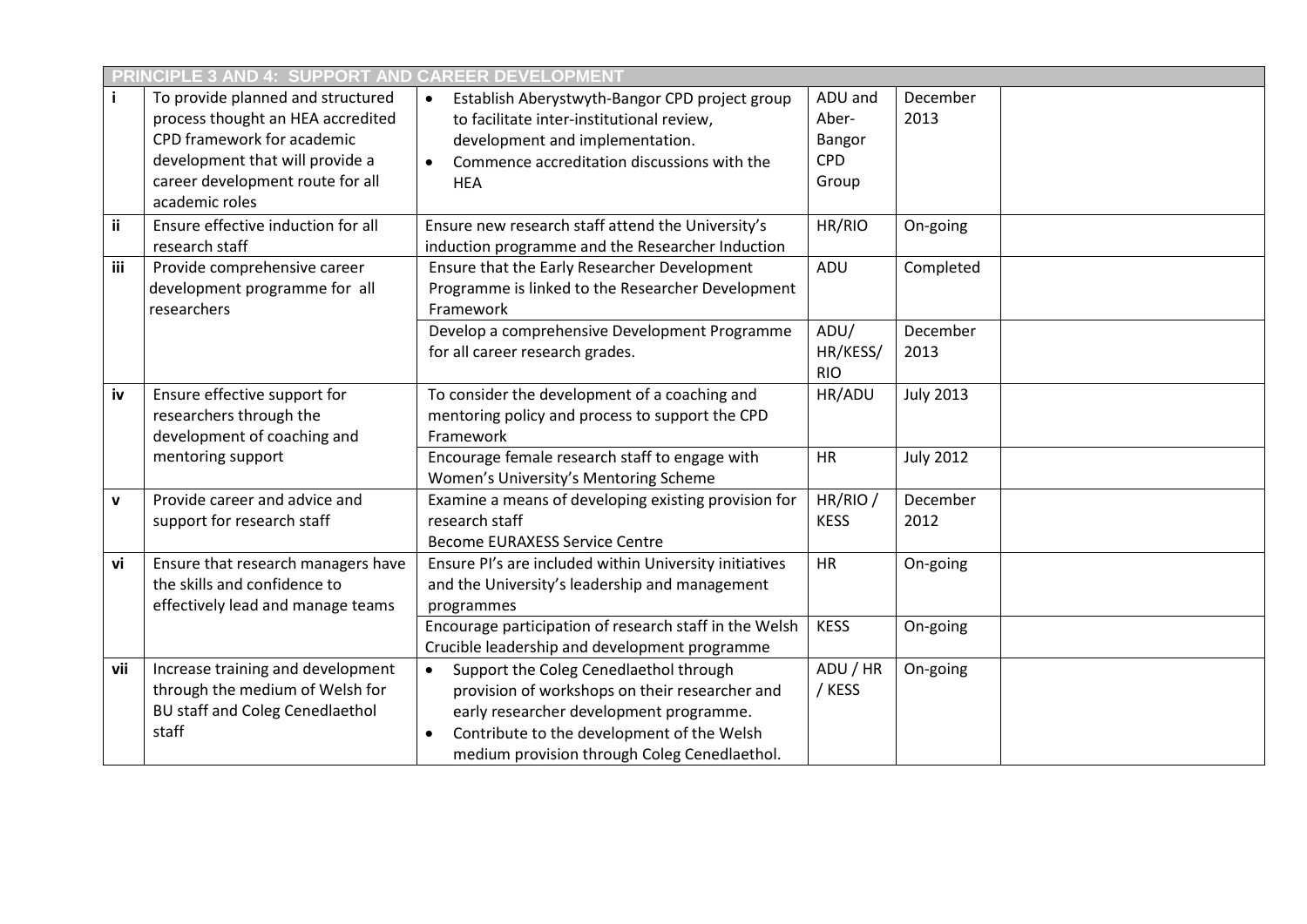| PRINCIPLE 3 AND 4: SUPPORT AND CAREER DEVELOPMENT | | | | | |
|---|---|---|---|---|---|
| i | To provide planned and structured process thought an HEA accredited CPD framework for academic development that will provide a career development route for all academic roles | • Establish Aberystwyth-Bangor CPD project group to facilitate inter-institutional review, development and implementation. <br> • Commence accreditation discussions with the HEA | ADU and Aber-Bangor CPD Group | December 2013 | |
| ii | Ensure effective induction for all research staff | Ensure new research staff attend the University's induction programme and the Researcher Induction | HR/RIO | On-going | |
| iii | Provide comprehensive career development programme for all researchers | Ensure that the Early Researcher Development Programme is linked to the Researcher Development Framework | ADU | Completed | |
| | | Develop a comprehensive Development Programme for all career research grades. | ADU/ HR/KESS/ RIO | December 2013 | |
| iv | Ensure effective support for researchers through the development of coaching and mentoring support | To consider the development of a coaching and mentoring policy and process to support the CPD Framework | HR/ADU | July 2013 | |
| | | Encourage female research staff to engage with Women's University's Mentoring Scheme | HR | July 2012 | |
| v | Provide career and advice and support for research staff | Examine a means of developing existing provision for research staff <br> Become EURAXESS Service Centre | HR/RIO / KESS | December 2012 | |
| vi | Ensure that research managers have the skills and confidence to effectively lead and manage teams | Ensure PI's are included within University initiatives and the University's leadership and management programmes | HR | On-going | |
| | | Encourage participation of research staff in the Welsh Crucible leadership and development programme | KESS | On-going | |
| vii | Increase training and development through the medium of Welsh for BU staff and Coleg Cenedlaethol staff | • Support the Coleg Cenedlaethol through provision of workshops on their researcher and early researcher development programme. <br> • Contribute to the development of the Welsh medium provision through Coleg Cenedlaethol. | ADU / HR / KESS | On-going | |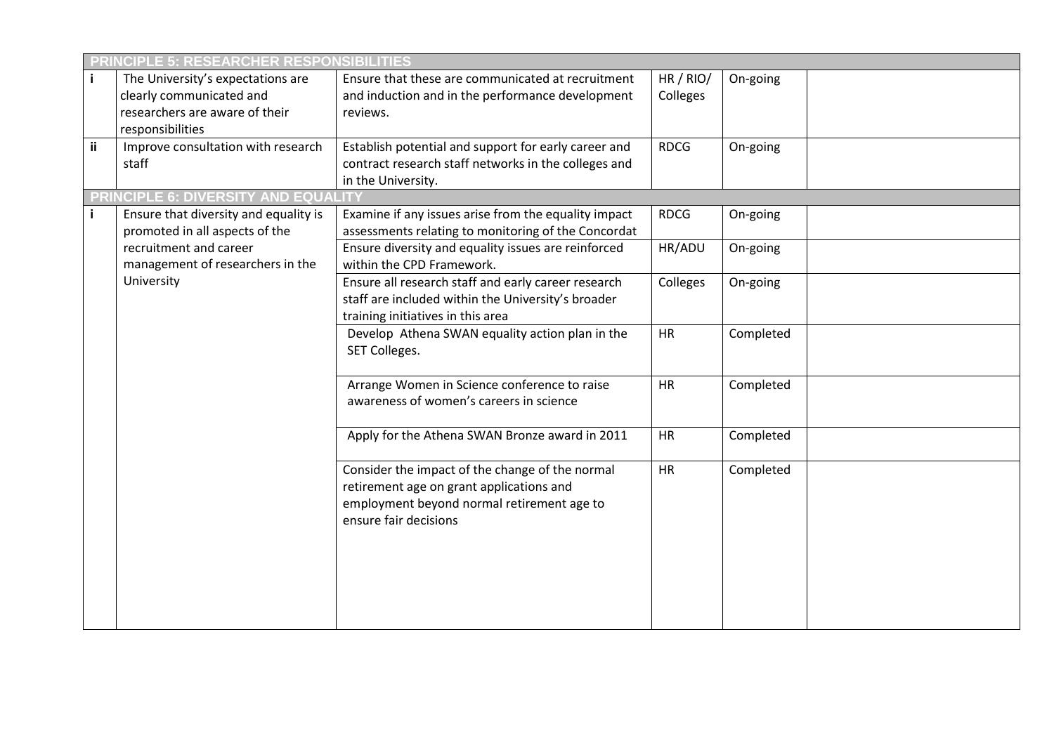| | | | | | |
|---|---|---|---|---|---|
| **PRINCIPLE 5: RESEARCHER RESPONSIBILITIES** | | | | | |
| i | The University's expectations are clearly communicated and researchers are aware of their responsibilities | Ensure that these are communicated at recruitment and induction and in the performance development reviews. | HR / RIO/ Colleges | On-going | |
| ii | Improve consultation with research staff | Establish potential and support for early career and contract research staff networks in the colleges and in the University. | RDCG | On-going | |
| **PRINCIPLE 6: DIVERSITY AND EQUALITY** | | | | | |
| i | Ensure that diversity and equality is promoted in all aspects of the recruitment and career management of researchers in the University | Examine if any issues arise from the equality impact assessments relating to monitoring of the Concordat | RDCG | On-going | |
| | | Ensure diversity and equality issues are reinforced within the CPD Framework. | HR/ADU | On-going | |
| | | Ensure all research staff and early career research staff are included within the University's broader training initiatives in this area | Colleges | On-going | |
| | | Develop Athena SWAN equality action plan in the SET Colleges. | HR | Completed | |
| | | Arrange Women in Science conference to raise awareness of women's careers in science | HR | Completed | |
| | | Apply for the Athena SWAN Bronze award in 2011 | HR | Completed | |
| | | Consider the impact of the change of the normal retirement age on grant applications and employment beyond normal retirement age to ensure fair decisions | HR | Completed | |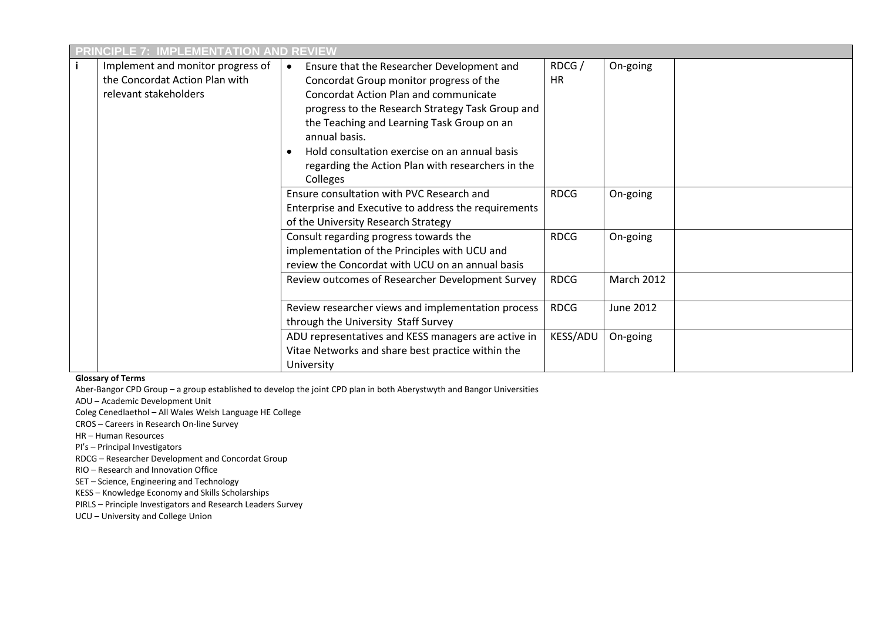| PRINCIPLE 7: IMPLEMENTATION AND REVIEW | | | | | |
|---|---|---|---|---|---|
| i | Implement and monitor progress of the Concordat Action Plan with relevant stakeholders | • Ensure that the Researcher Development and Concordat Group monitor progress of the Concordat Action Plan and communicate progress to the Research Strategy Task Group and the Teaching and Learning Task Group on an annual basis.<br>• Hold consultation exercise on an annual basis regarding the Action Plan with researchers in the Colleges | RDCG / HR | On-going | |
| | | Ensure consultation with PVC Research and Enterprise and Executive to address the requirements of the University Research Strategy | RDCG | On-going | |
| | | Consult regarding progress towards the implementation of the Principles with UCU and review the Concordat with UCU on an annual basis | RDCG | On-going | |
| | | Review outcomes of Researcher Development Survey | RDCG | March 2012 | |
| | | Review researcher views and implementation process through the University Staff Survey | RDCG | June 2012 | |
| | | ADU representatives and KESS managers are active in Vitae Networks and share best practice within the University | KESS/ADU | On-going | |

**Glossary of Terms**

Aber-Bangor CPD Group – a group established to develop the joint CPD plan in both Aberystwyth and Bangor Universities

ADU – Academic Development Unit

Coleg Cenedlaethol – All Wales Welsh Language HE College

CROS – Careers in Research On-line Survey

HR – Human Resources

PI's – Principal Investigators

RDCG – Researcher Development and Concordat Group

RIO – Research and Innovation Office

SET – Science, Engineering and Technology

KESS – Knowledge Economy and Skills Scholarships

PIRLS – Principle Investigators and Research Leaders Survey

UCU – University and College Union